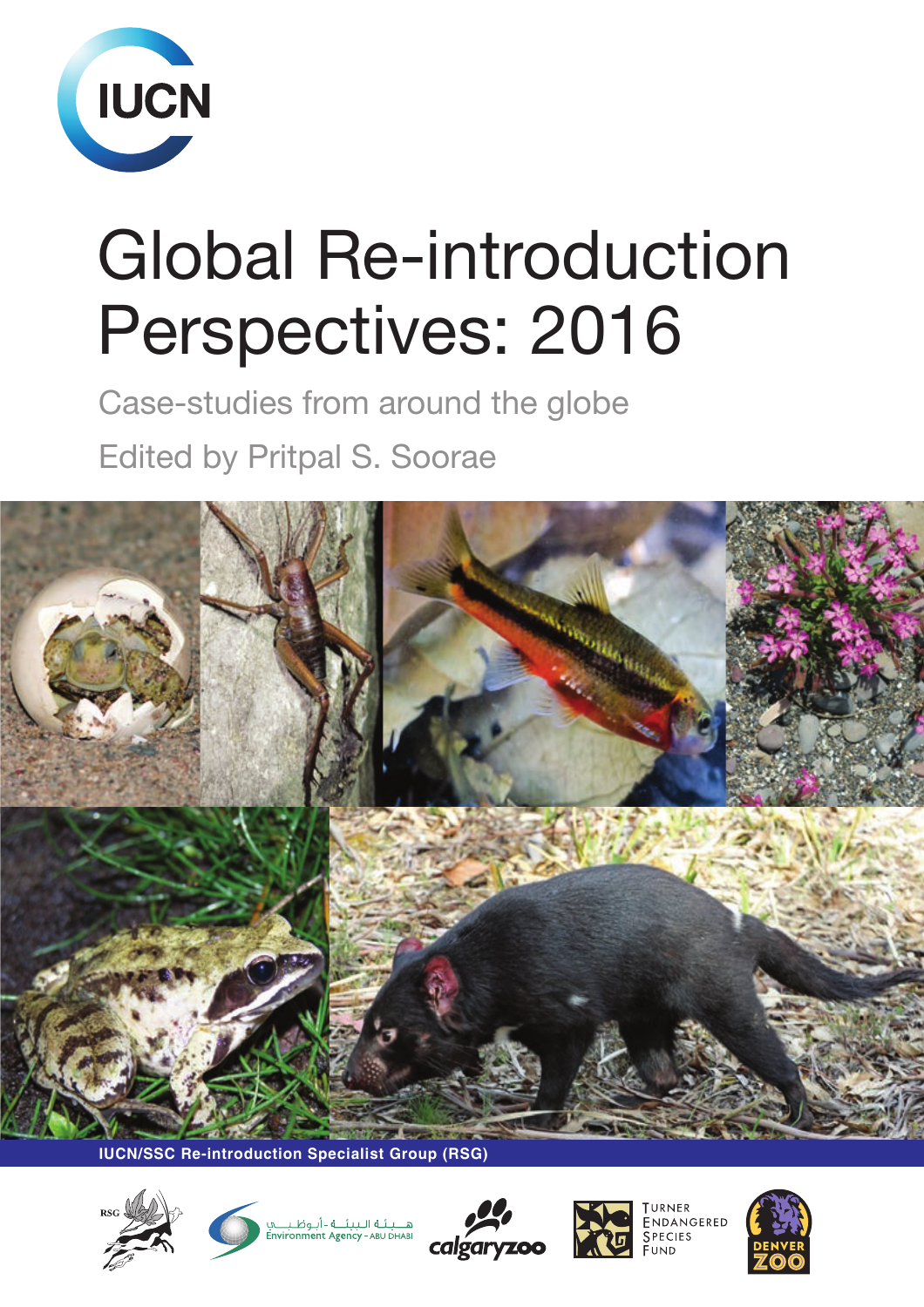IUCN

# Global Re-introduction Perspectives: 2016

Case-studies from around the globe

Edited by Pritpal S. Soorae

IUCN/SSC Re-introduction Specialist Group (RSG)

RSG

هيئة البيئة - أبوظبي
Environment Agency - ABU DHABI

calgaryzoo

Turner Endangered Species Fund

Denver Zoo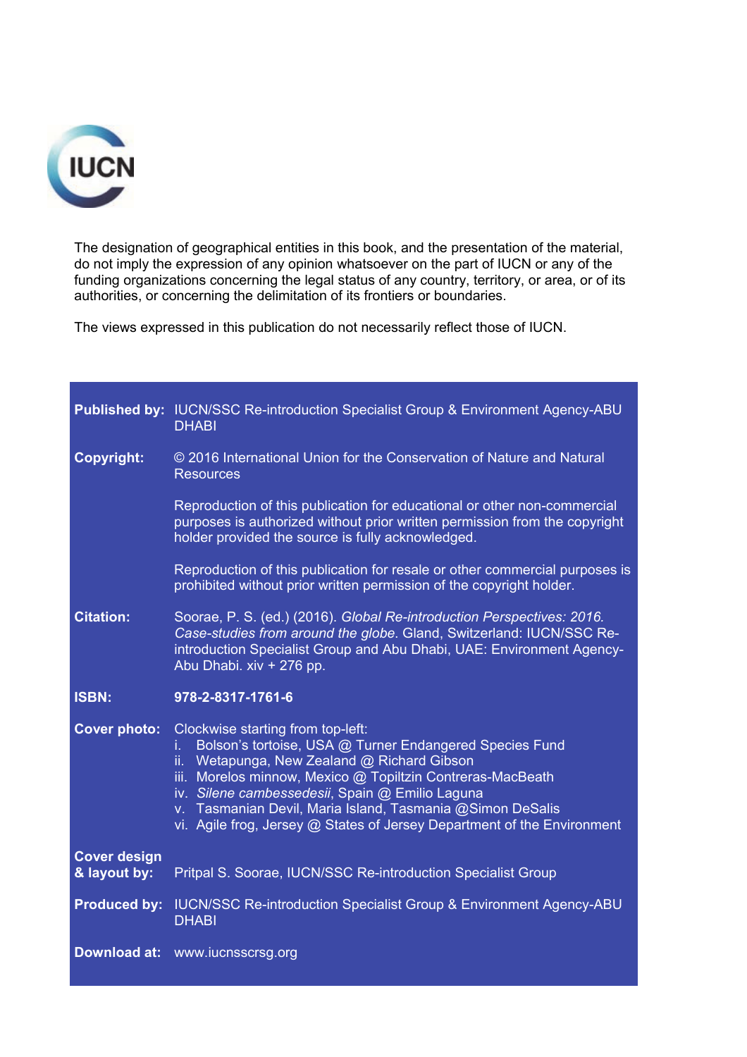IUCN

The designation of geographical entities in this book, and the presentation of the material, do not imply the expression of any opinion whatsoever on the part of IUCN or any of the funding organizations concerning the legal status of any country, territory, or area, or of its authorities, or concerning the delimitation of its frontiers or boundaries.

The views expressed in this publication do not necessarily reflect those of IUCN.

**Published by:** IUCN/SSC Re-introduction Specialist Group & Environment Agency-ABU DHABI

**Copyright:** © 2016 International Union for the Conservation of Nature and Natural Resources

Reproduction of this publication for educational or other non-commercial purposes is authorized without prior written permission from the copyright holder provided the source is fully acknowledged.

Reproduction of this publication for resale or other commercial purposes is prohibited without prior written permission of the copyright holder.

**Citation:** Soorae, P. S. (ed.) (2016). *Global Re-introduction Perspectives: 2016. Case-studies from around the globe*. Gland, Switzerland: IUCN/SSC Re-introduction Specialist Group and Abu Dhabi, UAE: Environment Agency-Abu Dhabi. xiv + 276 pp.

**ISBN:** **978-2-8317-1761-6**

**Cover photo:** Clockwise starting from top-left:

i. Bolson's tortoise, USA @ Turner Endangered Species Fund
ii. Wetapunga, New Zealand @ Richard Gibson
iii. Morelos minnow, Mexico @ Topiltzin Contreras-MacBeath
iv. *Silene cambessedesii*, Spain @ Emilio Laguna
v. Tasmanian Devil, Maria Island, Tasmania @Simon DeSalis
vi. Agile frog, Jersey @ States of Jersey Department of the Environment

**Cover design & layout by:** Pritpal S. Soorae, IUCN/SSC Re-introduction Specialist Group

**Produced by:** IUCN/SSC Re-introduction Specialist Group & Environment Agency-ABU DHABI

**Download at:** www.iucnsscrsg.org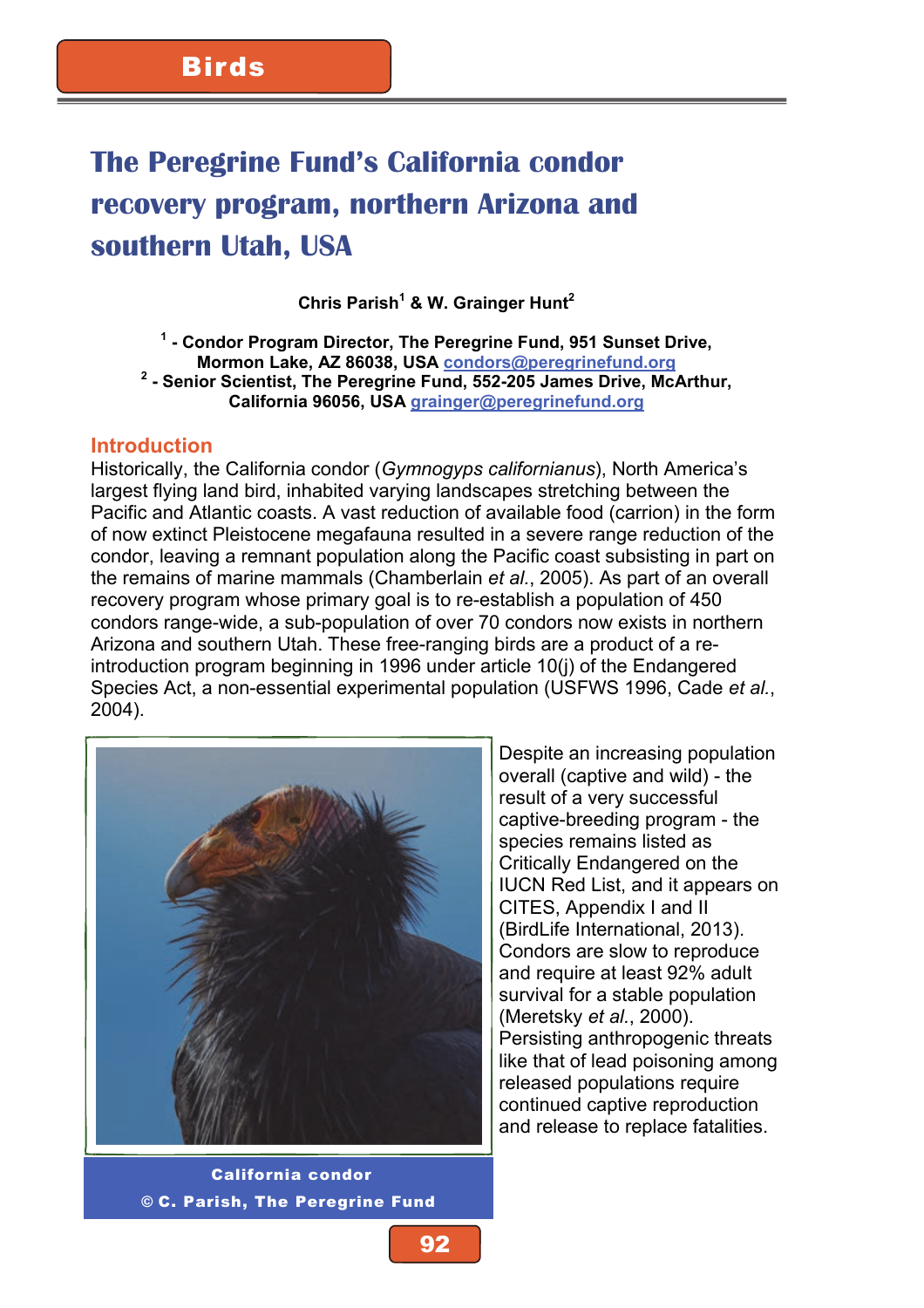Birds

# The Peregrine Fund's California condor recovery program, northern Arizona and southern Utah, USA

**Chris Parish[1] & W. Grainger Hunt[2]**

**[1] - Condor Program Director, The Peregrine Fund, 951 Sunset Drive, Mormon Lake, AZ 86038, USA condors@peregrinefund.org**
**[2] - Senior Scientist, The Peregrine Fund, 552-205 James Drive, McArthur, California 96056, USA grainger@peregrinefund.org**

## Introduction

Historically, the California condor (*Gymnogyps californianus*), North America's largest flying land bird, inhabited varying landscapes stretching between the Pacific and Atlantic coasts. A vast reduction of available food (carrion) in the form of now extinct Pleistocene megafauna resulted in a severe range reduction of the condor, leaving a remnant population along the Pacific coast subsisting in part on the remains of marine mammals (Chamberlain *et al.*, 2005). As part of an overall recovery program whose primary goal is to re-establish a population of 450 condors range-wide, a sub-population of over 70 condors now exists in northern Arizona and southern Utah. These free-ranging birds are a product of a re-introduction program beginning in 1996 under article 10(j) of the Endangered Species Act, a non-essential experimental population (USFWS 1996, Cade *et al.*, 2004).

Despite an increasing population overall (captive and wild) - the result of a very successful captive-breeding program - the species remains listed as Critically Endangered on the IUCN Red List, and it appears on CITES, Appendix I and II (BirdLife International, 2013). Condors are slow to reproduce and require at least 92% adult survival for a stable population (Meretsky *et al.*, 2000). Persisting anthropogenic threats like that of lead poisoning among released populations require continued captive reproduction and release to replace fatalities.

California condor
© C. Parish, The Peregrine Fund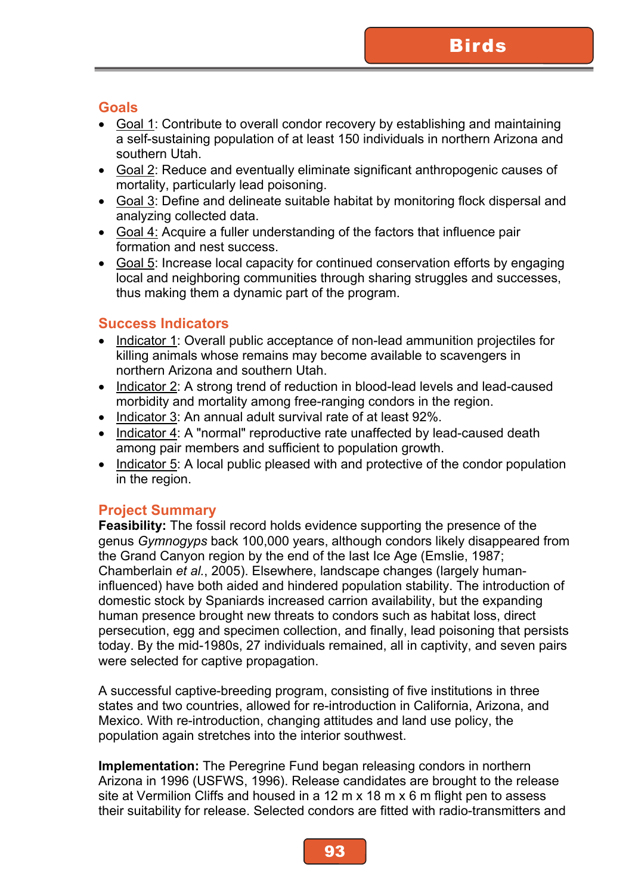## Goals

- Goal 1: Contribute to overall condor recovery by establishing and maintaining a self-sustaining population of at least 150 individuals in northern Arizona and southern Utah.
- Goal 2: Reduce and eventually eliminate significant anthropogenic causes of mortality, particularly lead poisoning.
- Goal 3: Define and delineate suitable habitat by monitoring flock dispersal and analyzing collected data.
- Goal 4: Acquire a fuller understanding of the factors that influence pair formation and nest success.
- Goal 5: Increase local capacity for continued conservation efforts by engaging local and neighboring communities through sharing struggles and successes, thus making them a dynamic part of the program.

## Success Indicators

- Indicator 1: Overall public acceptance of non-lead ammunition projectiles for killing animals whose remains may become available to scavengers in northern Arizona and southern Utah.
- Indicator 2: A strong trend of reduction in blood-lead levels and lead-caused morbidity and mortality among free-ranging condors in the region.
- Indicator 3: An annual adult survival rate of at least 92%.
- Indicator 4: A "normal" reproductive rate unaffected by lead-caused death among pair members and sufficient to population growth.
- Indicator 5: A local public pleased with and protective of the condor population in the region.

## Project Summary

**Feasibility:** The fossil record holds evidence supporting the presence of the genus *Gymnogyps* back 100,000 years, although condors likely disappeared from the Grand Canyon region by the end of the last Ice Age (Emslie, 1987; Chamberlain *et al.*, 2005). Elsewhere, landscape changes (largely human-influenced) have both aided and hindered population stability. The introduction of domestic stock by Spaniards increased carrion availability, but the expanding human presence brought new threats to condors such as habitat loss, direct persecution, egg and specimen collection, and finally, lead poisoning that persists today. By the mid-1980s, 27 individuals remained, all in captivity, and seven pairs were selected for captive propagation.

A successful captive-breeding program, consisting of five institutions in three states and two countries, allowed for re-introduction in California, Arizona, and Mexico. With re-introduction, changing attitudes and land use policy, the population again stretches into the interior southwest.

**Implementation:** The Peregrine Fund began releasing condors in northern Arizona in 1996 (USFWS, 1996). Release candidates are brought to the release site at Vermilion Cliffs and housed in a 12 m x 18 m x 6 m flight pen to assess their suitability for release. Selected condors are fitted with radio-transmitters and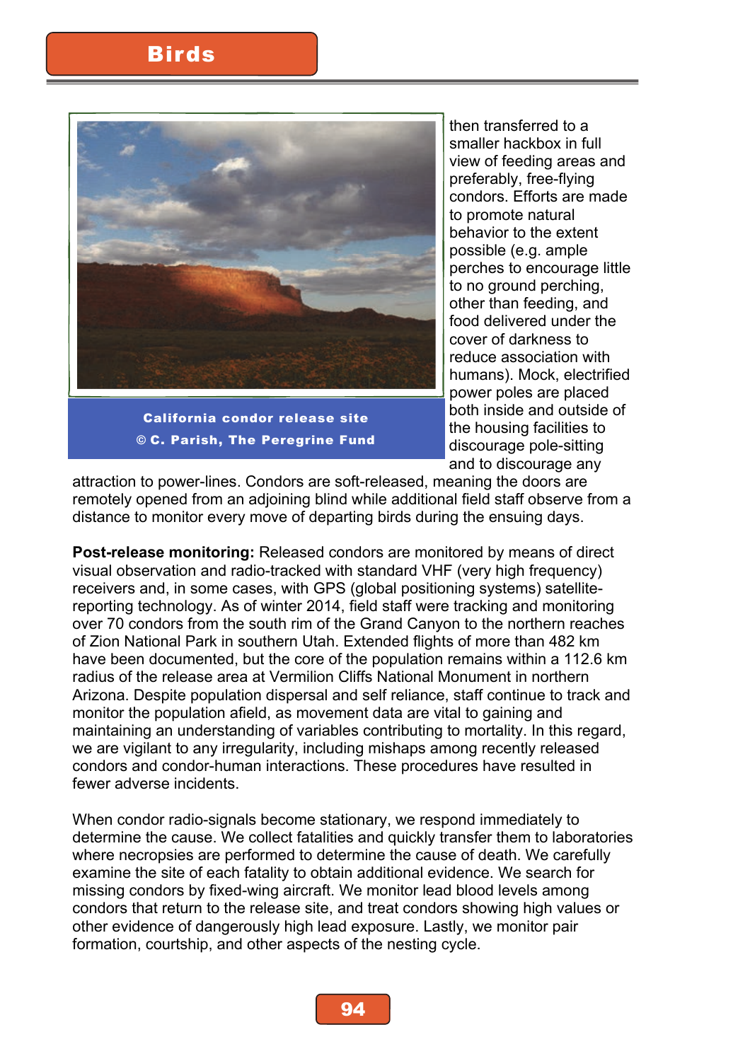California condor release site
© C. Parish, The Peregrine Fund

then transferred to a smaller hackbox in full view of feeding areas and preferably, free-flying condors. Efforts are made to promote natural behavior to the extent possible (e.g. ample perches to encourage little to no ground perching, other than feeding, and food delivered under the cover of darkness to reduce association with humans). Mock, electrified power poles are placed both inside and outside of the housing facilities to discourage pole-sitting and to discourage any attraction to power-lines. Condors are soft-released, meaning the doors are remotely opened from an adjoining blind while additional field staff observe from a distance to monitor every move of departing birds during the ensuing days.

**Post-release monitoring:** Released condors are monitored by means of direct visual observation and radio-tracked with standard VHF (very high frequency) receivers and, in some cases, with GPS (global positioning systems) satellite-reporting technology. As of winter 2014, field staff were tracking and monitoring over 70 condors from the south rim of the Grand Canyon to the northern reaches of Zion National Park in southern Utah. Extended flights of more than 482 km have been documented, but the core of the population remains within a 112.6 km radius of the release area at Vermilion Cliffs National Monument in northern Arizona. Despite population dispersal and self reliance, staff continue to track and monitor the population afield, as movement data are vital to gaining and maintaining an understanding of variables contributing to mortality. In this regard, we are vigilant to any irregularity, including mishaps among recently released condors and condor-human interactions. These procedures have resulted in fewer adverse incidents.

When condor radio-signals become stationary, we respond immediately to determine the cause. We collect fatalities and quickly transfer them to laboratories where necropsies are performed to determine the cause of death. We carefully examine the site of each fatality to obtain additional evidence. We search for missing condors by fixed-wing aircraft. We monitor lead blood levels among condors that return to the release site, and treat condors showing high values or other evidence of dangerously high lead exposure. Lastly, we monitor pair formation, courtship, and other aspects of the nesting cycle.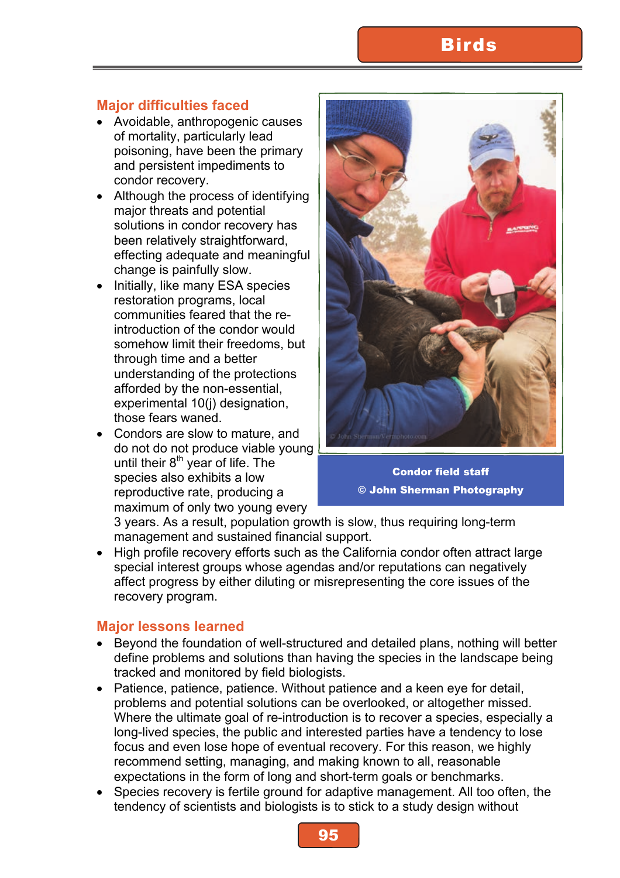## Major difficulties faced

- Avoidable, anthropogenic causes of mortality, particularly lead poisoning, have been the primary and persistent impediments to condor recovery.
- Although the process of identifying major threats and potential solutions in condor recovery has been relatively straightforward, effecting adequate and meaningful change is painfully slow.
- Initially, like many ESA species restoration programs, local communities feared that the re-introduction of the condor would somehow limit their freedoms, but through time and a better understanding of the protections afforded by the non-essential, experimental 10(j) designation, those fears waned.
- Condors are slow to mature, and do not produce viable young until their 8th year of life. The species also exhibits a low reproductive rate, producing a maximum of only two young every 3 years. As a result, population growth is slow, thus requiring long-term management and sustained financial support.
- High profile recovery efforts such as the California condor often attract large special interest groups whose agendas and/or reputations can negatively affect progress by either diluting or misrepresenting the core issues of the recovery program.

Condor field staff
© John Sherman Photography

## Major lessons learned

- Beyond the foundation of well-structured and detailed plans, nothing will better define problems and solutions than having the species in the landscape being tracked and monitored by field biologists.
- Patience, patience, patience. Without patience and a keen eye for detail, problems and potential solutions can be overlooked, or altogether missed. Where the ultimate goal of re-introduction is to recover a species, especially a long-lived species, the public and interested parties have a tendency to lose focus and even lose hope of eventual recovery. For this reason, we highly recommend setting, managing, and making known to all, reasonable expectations in the form of long and short-term goals or benchmarks.
- Species recovery is fertile ground for adaptive management. All too often, the tendency of scientists and biologists is to stick to a study design without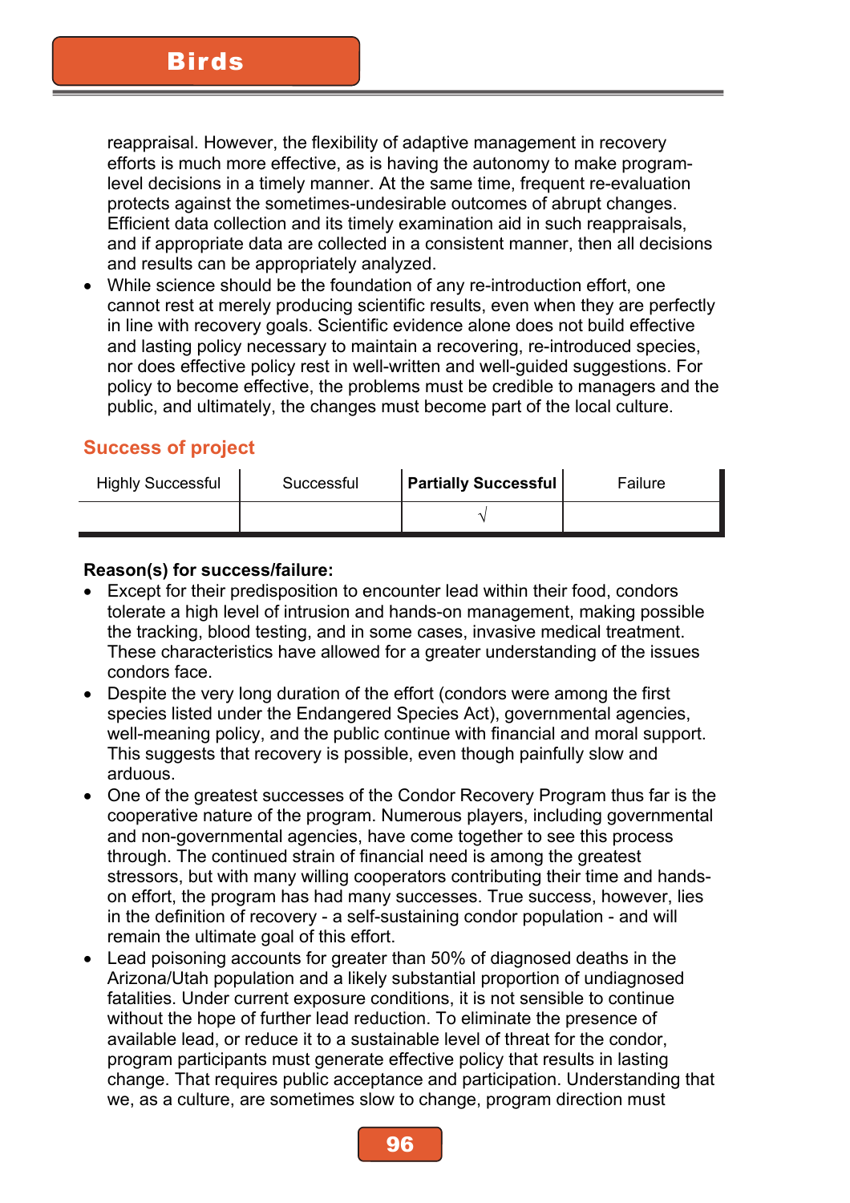reappraisal. However, the flexibility of adaptive management in recovery efforts is much more effective, as is having the autonomy to make program-level decisions in a timely manner. At the same time, frequent re-evaluation protects against the sometimes-undesirable outcomes of abrupt changes. Efficient data collection and its timely examination aid in such reappraisals, and if appropriate data are collected in a consistent manner, then all decisions and results can be appropriately analyzed.

- While science should be the foundation of any re-introduction effort, one cannot rest at merely producing scientific results, even when they are perfectly in line with recovery goals. Scientific evidence alone does not build effective and lasting policy necessary to maintain a recovering, re-introduced species, nor does effective policy rest in well-written and well-guided suggestions. For policy to become effective, the problems must be credible to managers and the public, and ultimately, the changes must become part of the local culture.

## Success of project

| Highly Successful | Successful | **Partially Successful** | Failure |
|---|---|---|---|
| | | √ | |

**Reason(s) for success/failure:**

- Except for their predisposition to encounter lead within their food, condors tolerate a high level of intrusion and hands-on management, making possible the tracking, blood testing, and in some cases, invasive medical treatment. These characteristics have allowed for a greater understanding of the issues condors face.
- Despite the very long duration of the effort (condors were among the first species listed under the Endangered Species Act), governmental agencies, well-meaning policy, and the public continue with financial and moral support. This suggests that recovery is possible, even though painfully slow and arduous.
- One of the greatest successes of the Condor Recovery Program thus far is the cooperative nature of the program. Numerous players, including governmental and non-governmental agencies, have come together to see this process through. The continued strain of financial need is among the greatest stressors, but with many willing cooperators contributing their time and hands-on effort, the program has had many successes. True success, however, lies in the definition of recovery - a self-sustaining condor population - and will remain the ultimate goal of this effort.
- Lead poisoning accounts for greater than 50% of diagnosed deaths in the Arizona/Utah population and a likely substantial proportion of undiagnosed fatalities. Under current exposure conditions, it is not sensible to continue without the hope of further lead reduction. To eliminate the presence of available lead, or reduce it to a sustainable level of threat for the condor, program participants must generate effective policy that results in lasting change. That requires public acceptance and participation. Understanding that we, as a culture, are sometimes slow to change, program direction must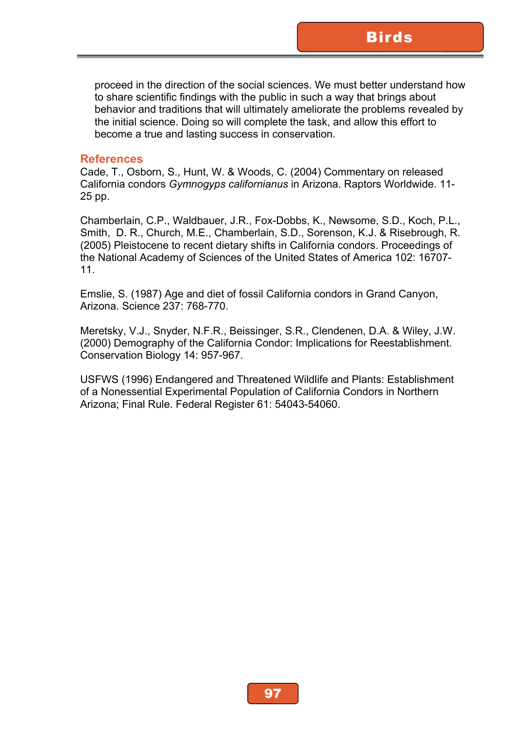proceed in the direction of the social sciences. We must better understand how to share scientific findings with the public in such a way that brings about behavior and traditions that will ultimately ameliorate the problems revealed by the initial science. Doing so will complete the task, and allow this effort to become a true and lasting success in conservation.

## References

Cade, T., Osborn, S., Hunt, W. & Woods, C. (2004) Commentary on released California condors *Gymnogyps californianus* in Arizona. Raptors Worldwide. 11-25 pp.

Chamberlain, C.P., Waldbauer, J.R., Fox-Dobbs, K., Newsome, S.D., Koch, P.L., Smith, D. R., Church, M.E., Chamberlain, S.D., Sorenson, K.J. & Risebrough, R. (2005) Pleistocene to recent dietary shifts in California condors. Proceedings of the National Academy of Sciences of the United States of America 102: 16707-11.

Emslie, S. (1987) Age and diet of fossil California condors in Grand Canyon, Arizona. Science 237: 768-770.

Meretsky, V.J., Snyder, N.F.R., Beissinger, S.R., Clendenen, D.A. & Wiley, J.W. (2000) Demography of the California Condor: Implications for Reestablishment. Conservation Biology 14: 957-967.

USFWS (1996) Endangered and Threatened Wildlife and Plants: Establishment of a Nonessential Experimental Population of California Condors in Northern Arizona; Final Rule. Federal Register 61: 54043-54060.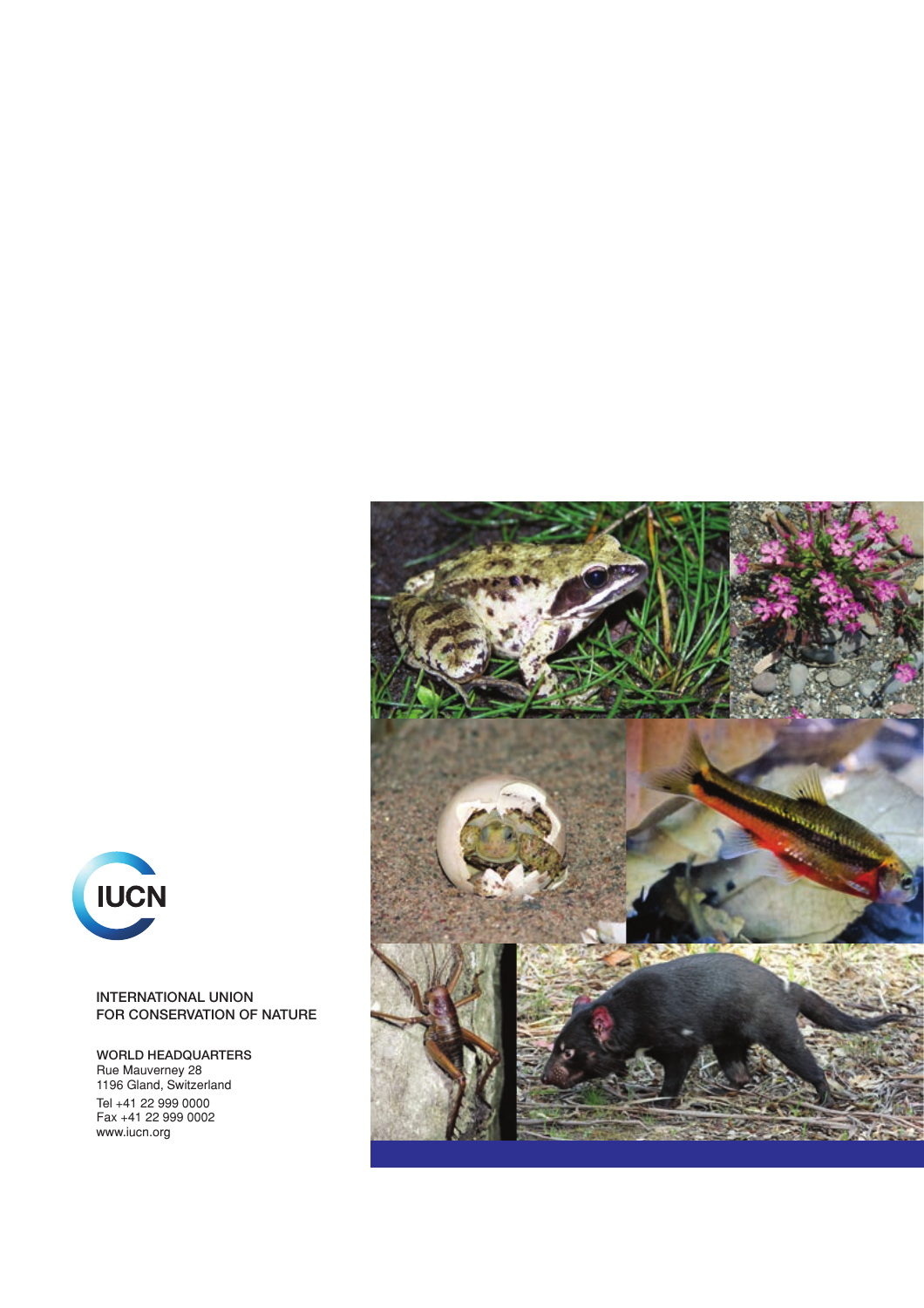INTERNATIONAL UNION
FOR CONSERVATION OF NATURE

WORLD HEADQUARTERS
Rue Mauverney 28
1196 Gland, Switzerland
Tel +41 22 999 0000
Fax +41 22 999 0002
www.iucn.org